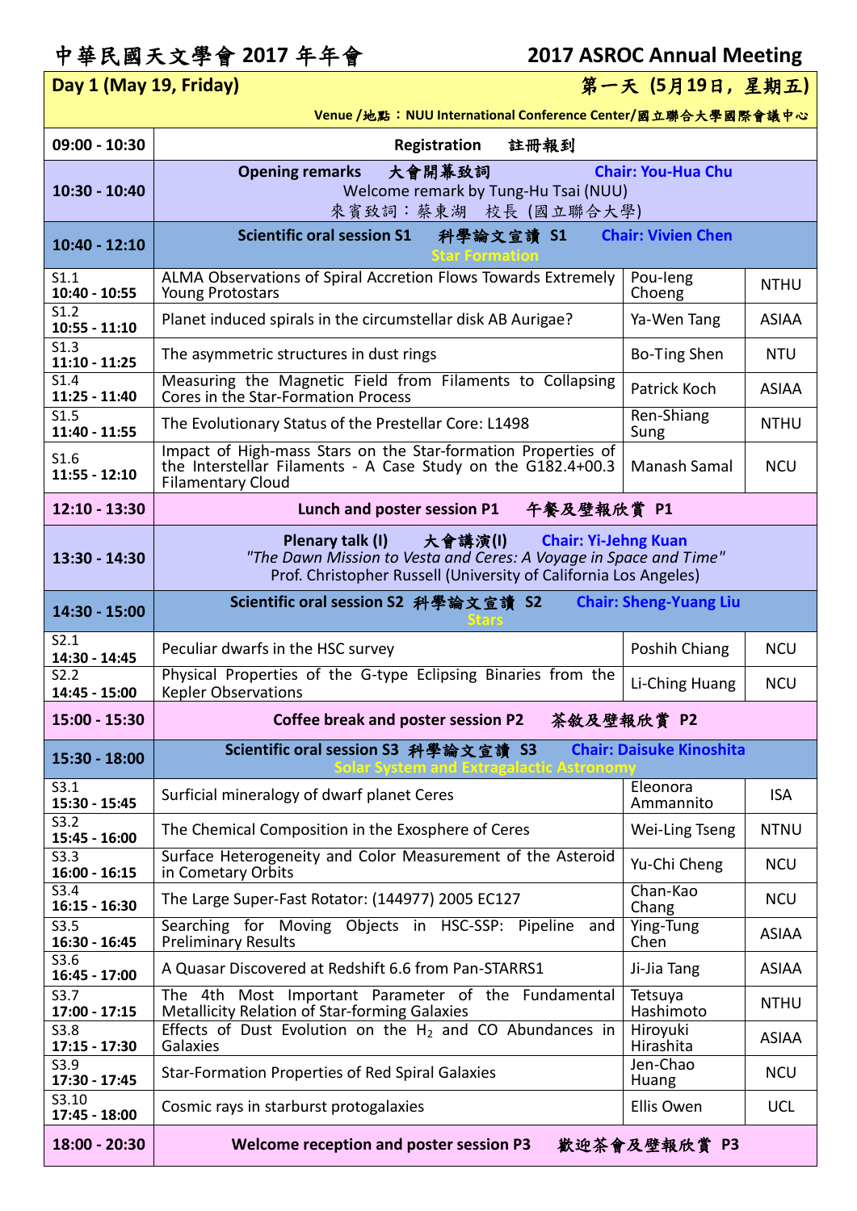# 中華民國天文學會 2017 年年會　　　2017 ASROC Annual Meeting

| Day 1 (May 19, Friday) | | | 第一天 (5月19日，星期五) |
|---|---|---|---|
| | | | Venue /地點：NUU International Conference Center/國立聯合大學國際會議中心 |
| 09:00 - 10:30 | Registration　註冊報到 | | |
| 10:30 - 10:40 | **Opening remarks　大會開幕致詞　Chair: You-Hua Chu** Welcome remark by Tung-Hu Tsai (NUU) 來賓致詞：蔡東湖　校長 (國立聯合大學) | | |
| 10:40 - 12:10 | **Scientific oral session S1　科學論文宣讀 S1　Chair: Vivien Chen** Star Formation | | |
| S1.1 10:40 - 10:55 | ALMA Observations of Spiral Accretion Flows Towards Extremely Young Protostars | Pou-Ieng Choeng | NTHU |
| S1.2 10:55 - 11:10 | Planet induced spirals in the circumstellar disk AB Aurigae? | Ya-Wen Tang | ASIAA |
| S1.3 11:10 - 11:25 | The asymmetric structures in dust rings | Bo-Ting Shen | NTU |
| S1.4 11:25 - 11:40 | Measuring the Magnetic Field from Filaments to Collapsing Cores in the Star-Formation Process | Patrick Koch | ASIAA |
| S1.5 11:40 - 11:55 | The Evolutionary Status of the Prestellar Core: L1498 | Ren-Shiang Sung | NTHU |
| S1.6 11:55 - 12:10 | Impact of High-mass Stars on the Star-formation Properties of the Interstellar Filaments - A Case Study on the G182.4+00.3 Filamentary Cloud | Manash Samal | NCU |
| 12:10 - 13:30 | **Lunch and poster session P1　午餐及壁報欣賞 P1** | | |
| 13:30 - 14:30 | **Plenary talk (I)　大會講演(I)　Chair: Yi-Jehng Kuan** *"The Dawn Mission to Vesta and Ceres: A Voyage in Space and Time"* Prof. Christopher Russell (University of California Los Angeles) | | |
| 14:30 - 15:00 | **Scientific oral session S2　科學論文宣讀 S2　Chair: Sheng-Yuang Liu** Stars | | |
| S2.1 14:30 - 14:45 | Peculiar dwarfs in the HSC survey | Poshih Chiang | NCU |
| S2.2 14:45 - 15:00 | Physical Properties of the G-type Eclipsing Binaries from the Kepler Observations | Li-Ching Huang | NCU |
| 15:00 - 15:30 | **Coffee break and poster session P2　茶敘及壁報欣賞 P2** | | |
| 15:30 - 18:00 | **Scientific oral session S3　科學論文宣讀 S3　Chair: Daisuke Kinoshita** Solar System and Extragalactic Astronomy | | |
| S3.1 15:30 - 15:45 | Surficial mineralogy of dwarf planet Ceres | Eleonora Ammannito | ISA |
| S3.2 15:45 - 16:00 | The Chemical Composition in the Exosphere of Ceres | Wei-Ling Tseng | NTNU |
| S3.3 16:00 - 16:15 | Surface Heterogeneity and Color Measurement of the Asteroid in Cometary Orbits | Yu-Chi Cheng | NCU |
| S3.4 16:15 - 16:30 | The Large Super-Fast Rotator: (144977) 2005 EC127 | Chan-Kao Chang | NCU |
| S3.5 16:30 - 16:45 | Searching for Moving Objects in HSC-SSP: Pipeline and Preliminary Results | Ying-Tung Chen | ASIAA |
| S3.6 16:45 - 17:00 | A Quasar Discovered at Redshift 6.6 from Pan-STARRS1 | Ji-Jia Tang | ASIAA |
| S3.7 17:00 - 17:15 | The 4th Most Important Parameter of the Fundamental Metallicity Relation of Star-forming Galaxies | Tetsuya Hashimoto | NTHU |
| S3.8 17:15 - 17:30 | Effects of Dust Evolution on the $H_2$ and CO Abundances in Galaxies | Hiroyuki Hirashita | ASIAA |
| S3.9 17:30 - 17:45 | Star-Formation Properties of Red Spiral Galaxies | Jen-Chao Huang | NCU |
| S3.10 17:45 - 18:00 | Cosmic rays in starburst protogalaxies | Ellis Owen | UCL |
| 18:00 - 20:30 | **Welcome reception and poster session P3　歡迎茶會及壁報欣賞 P3** | | |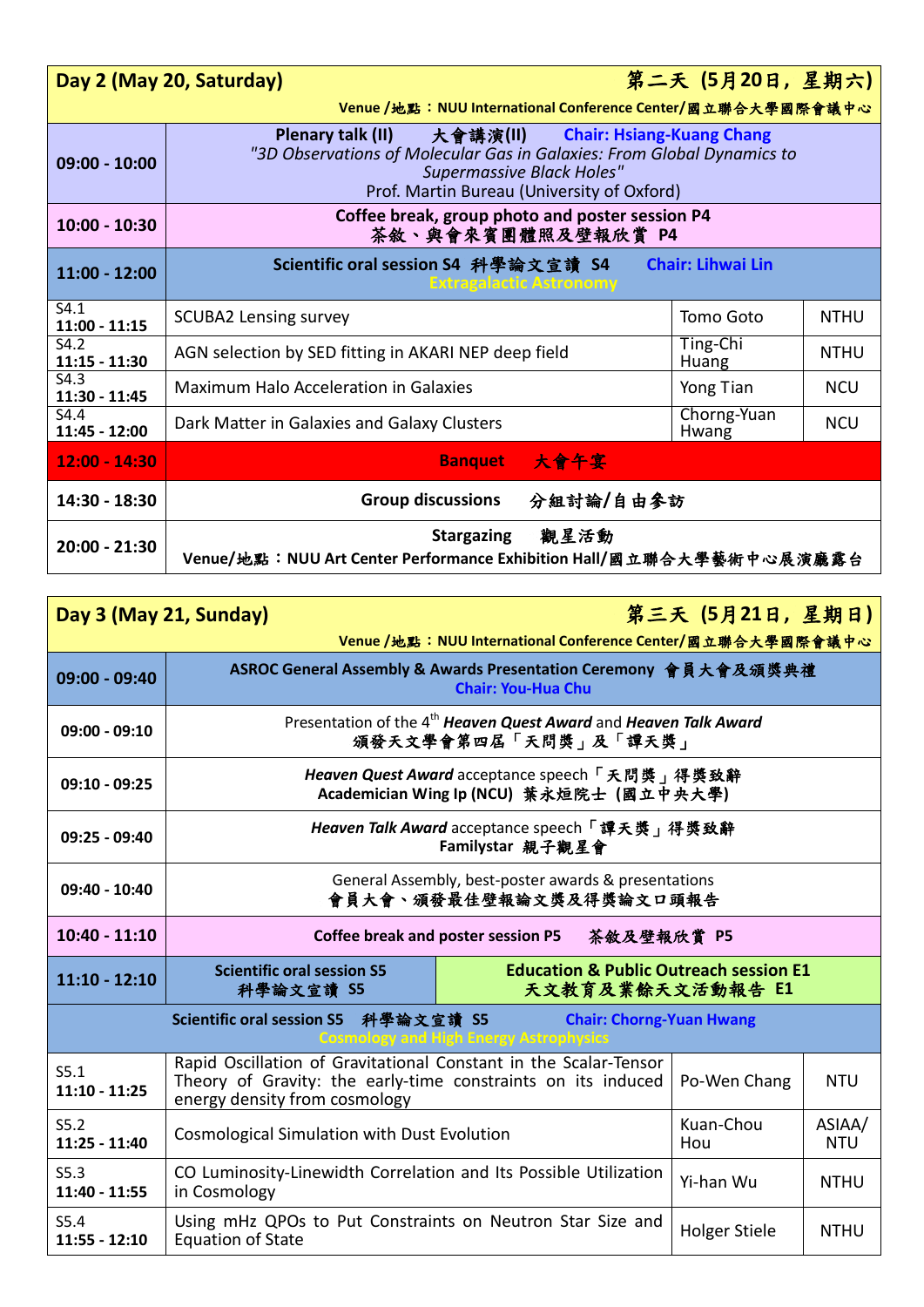| Day 2 (May 20, Saturday) | | | 第二天 (5月20日，星期六) |
|---|---|---|---|
| | Venue /地點：NUU International Conference Center/國立聯合大學國際會議中心 | | |
| 09:00 - 10:00 | **Plenary talk (II)　大會講演(II)　Chair: Hsiang-Kuang Chang** *"3D Observations of Molecular Gas in Galaxies: From Global Dynamics to Supermassive Black Holes"* Prof. Martin Bureau (University of Oxford) | | |
| 10:00 - 10:30 | **Coffee break, group photo and poster session P4** **茶敘、與會來賓團體照及壁報欣賞 P4** | | |
| 11:00 - 12:00 | **Scientific oral session S4 科學論文宣讀 S4　Chair: Lihwai Lin** **Extragalactic Astronomy** | | |
| S4.1 11:00 - 11:15 | SCUBA2 Lensing survey | Tomo Goto | NTHU |
| S4.2 11:15 - 11:30 | AGN selection by SED fitting in AKARI NEP deep field | Ting-Chi Huang | NTHU |
| S4.3 11:30 - 11:45 | Maximum Halo Acceleration in Galaxies | Yong Tian | NCU |
| S4.4 11:45 - 12:00 | Dark Matter in Galaxies and Galaxy Clusters | Chorng-Yuan Hwang | NCU |
| 12:00 - 14:30 | **Banquet　大會午宴** | | |
| 14:30 - 18:30 | **Group discussions　分組討論/自由參訪** | | |
| 20:00 - 21:30 | **Stargazing　觀星活動** **Venue/地點：NUU Art Center Performance Exhibition Hall/國立聯合大學藝術中心展演廳露台** | | |

| Day 3 (May 21, Sunday) | | | 第三天 (5月21日，星期日) |
|---|---|---|---|
| | Venue /地點：NUU International Conference Center/國立聯合大學國際會議中心 | | |
| 09:00 - 09:40 | **ASROC General Assembly & Awards Presentation Ceremony 會員大會及頒獎典禮** **Chair: You-Hua Chu** | | |
| 09:00 - 09:10 | Presentation of the 4th ***Heaven Quest Award*** and ***Heaven Talk Award*** 頒發天文學會第四屆「天問獎」及「譚天獎」 | | |
| 09:10 - 09:25 | ***Heaven Quest Award*** acceptance speech「天問獎」得獎致辭 **Academician Wing Ip (NCU) 葉永烜院士 (國立中央大學)** | | |
| 09:25 - 09:40 | ***Heaven Talk Award*** acceptance speech「譚天獎」得獎致辭 **Familystar 親子觀星會** | | |
| 09:40 - 10:40 | General Assembly, best-poster awards & presentations 會員大會、頒發最佳壁報論文獎及得獎論文口頭報告 | | |
| 10:40 - 11:10 | **Coffee break and poster session P5　茶敘及壁報欣賞 P5** | | |
| 11:10 - 12:10 | **Scientific oral session S5 科學論文宣讀 S5** | **Education & Public Outreach session E1 天文教育及業餘天文活動報告 E1** | |
| | **Scientific oral session S5　科學論文宣讀 S5　Chair: Chorng-Yuan Hwang** **Cosmology and High Energy Astrophysics** | | |
| S5.1 11:10 - 11:25 | Rapid Oscillation of Gravitational Constant in the Scalar-Tensor Theory of Gravity: the early-time constraints on its induced energy density from cosmology | Po-Wen Chang | NTU |
| S5.2 11:25 - 11:40 | Cosmological Simulation with Dust Evolution | Kuan-Chou Hou | ASIAA/ NTU |
| S5.3 11:40 - 11:55 | CO Luminosity-Linewidth Correlation and Its Possible Utilization in Cosmology | Yi-han Wu | NTHU |
| S5.4 11:55 - 12:10 | Using mHz QPOs to Put Constraints on Neutron Star Size and Equation of State | Holger Stiele | NTHU |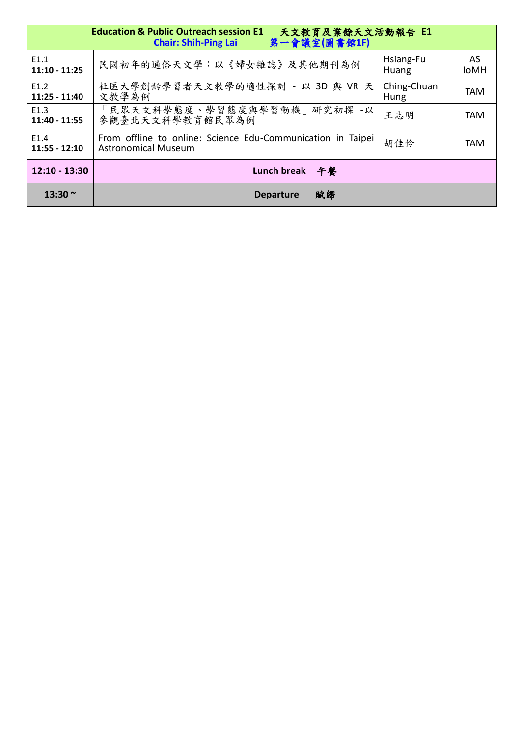| Education & Public Outreach session E1 天文教育及業餘天文活動報告 E1<br>Chair: Shih-Ping Lai 第一會議室(圖書館1F) | | | |
|---|---|---|---|
| E1.1<br>**11:10 - 11:25** | 民國初年的通俗天文學：以《婦女雜誌》及其他期刊為例 | Hsiang-Fu Huang | AS IoMH |
| E1.2<br>**11:25 - 11:40** | 社區大學創齡學習者天文教學的適性探討 - 以 3D 與 VR 天文教學為例 | Ching-Chuan Hung | TAM |
| E1.3<br>**11:40 - 11:55** | 「民眾天文科學態度、學習態度與學習動機」研究初探 -以參觀臺北天文科學教育館民眾為例 | 王志明 | TAM |
| E1.4<br>**11:55 - 12:10** | From offline to online: Science Edu-Communication in Taipei Astronomical Museum | 胡佳伶 | TAM |
| **12:10 - 13:30** | **Lunch break 午餐** | | |
| **13:30 ~** | **Departure 賦歸** | | |